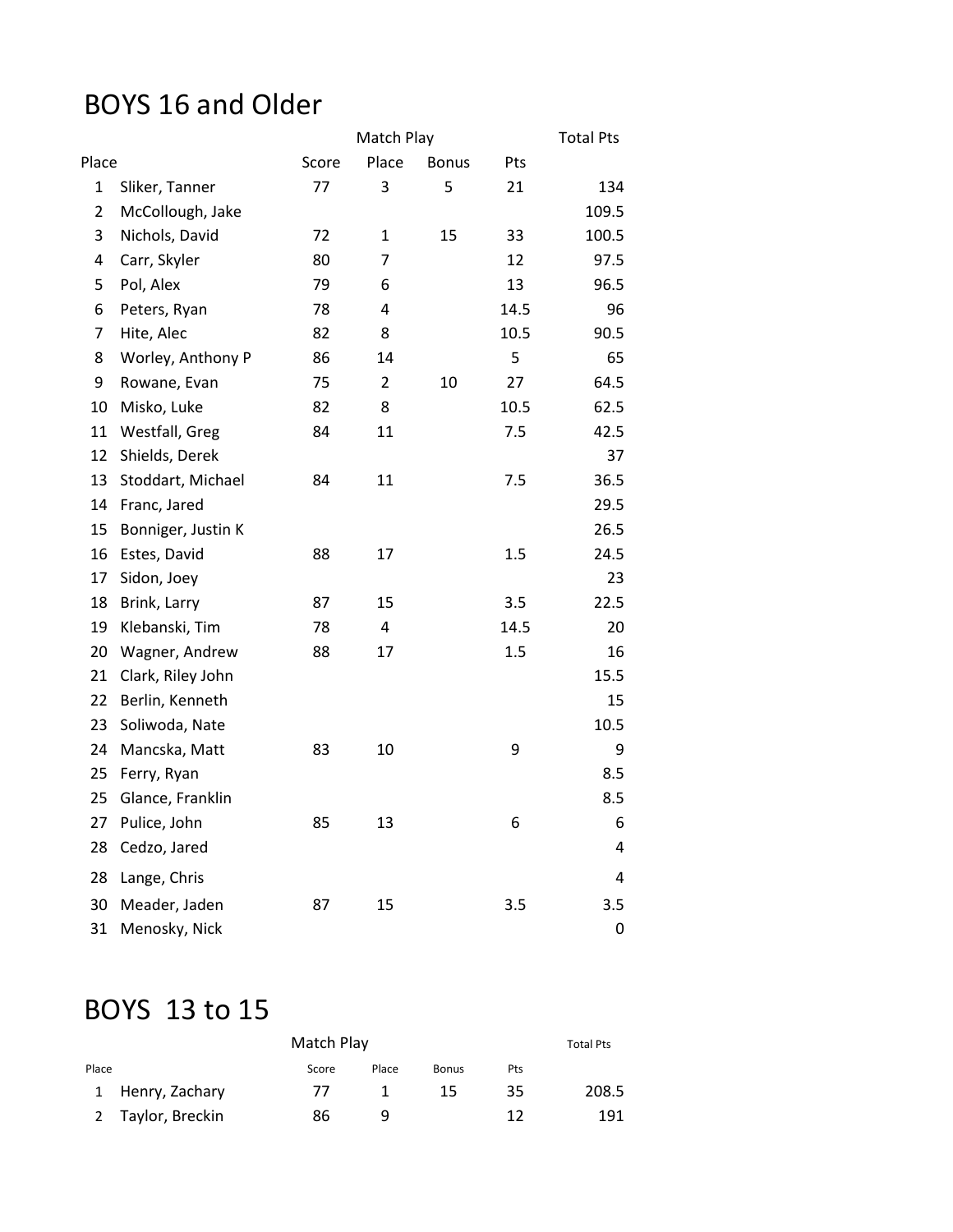# BOYS 16 and Older

| Place | | Match Play | | | | Total Pts |
|---|---|---|---|---|---|---|
| | | Score | Place | Bonus | Pts | |
| 1 | Sliker, Tanner | 77 | 3 | 5 | 21 | 134 |
| 2 | McCollough, Jake | | | | | 109.5 |
| 3 | Nichols, David | 72 | 1 | 15 | 33 | 100.5 |
| 4 | Carr, Skyler | 80 | 7 | | 12 | 97.5 |
| 5 | Pol, Alex | 79 | 6 | | 13 | 96.5 |
| 6 | Peters, Ryan | 78 | 4 | | 14.5 | 96 |
| 7 | Hite, Alec | 82 | 8 | | 10.5 | 90.5 |
| 8 | Worley, Anthony P | 86 | 14 | | 5 | 65 |
| 9 | Rowane, Evan | 75 | 2 | 10 | 27 | 64.5 |
| 10 | Misko, Luke | 82 | 8 | | 10.5 | 62.5 |
| 11 | Westfall, Greg | 84 | 11 | | 7.5 | 42.5 |
| 12 | Shields, Derek | | | | | 37 |
| 13 | Stoddart, Michael | 84 | 11 | | 7.5 | 36.5 |
| 14 | Franc, Jared | | | | | 29.5 |
| 15 | Bonniger, Justin K | | | | | 26.5 |
| 16 | Estes, David | 88 | 17 | | 1.5 | 24.5 |
| 17 | Sidon, Joey | | | | | 23 |
| 18 | Brink, Larry | 87 | 15 | | 3.5 | 22.5 |
| 19 | Klebanski, Tim | 78 | 4 | | 14.5 | 20 |
| 20 | Wagner, Andrew | 88 | 17 | | 1.5 | 16 |
| 21 | Clark, Riley John | | | | | 15.5 |
| 22 | Berlin, Kenneth | | | | | 15 |
| 23 | Soliwoda, Nate | | | | | 10.5 |
| 24 | Mancska, Matt | 83 | 10 | | 9 | 9 |
| 25 | Ferry, Ryan | | | | | 8.5 |
| 25 | Glance, Franklin | | | | | 8.5 |
| 27 | Pulice, John | 85 | 13 | | 6 | 6 |
| 28 | Cedzo, Jared | | | | | 4 |
| 28 | Lange, Chris | | | | | 4 |
| 30 | Meader, Jaden | 87 | 15 | | 3.5 | 3.5 |
| 31 | Menosky, Nick | | | | | 0 |

# BOYS 13 to 15

| Place | | Match Play | | | | Total Pts |
|---|---|---|---|---|---|---|
| | | Score | Place | Bonus | Pts | |
| 1 | Henry, Zachary | 77 | 1 | 15 | 35 | 208.5 |
| 2 | Taylor, Breckin | 86 | 9 | | 12 | 191 |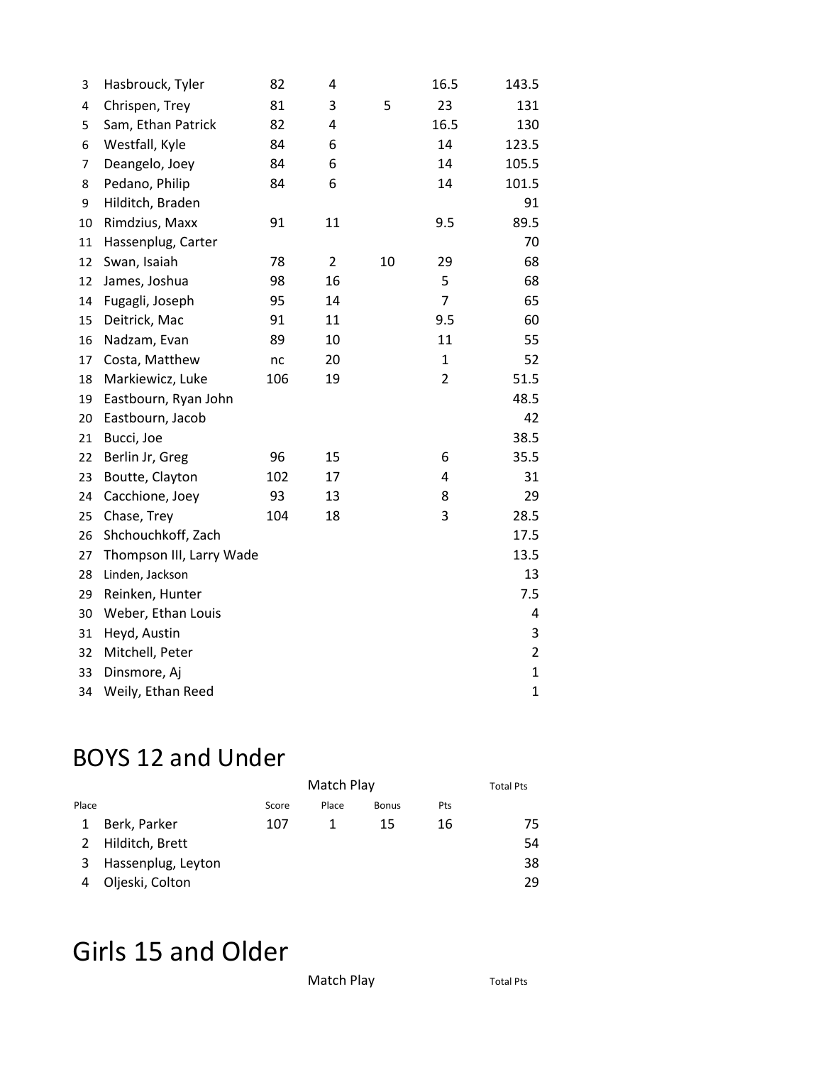| Place | | Score | Place | Bonus | Pts | Total Pts |
|---|---|---|---|---|---|---|
| 3 | Hasbrouck, Tyler | 82 | 4 | | 16.5 | 143.5 |
| 4 | Chrispen, Trey | 81 | 3 | 5 | 23 | 131 |
| 5 | Sam, Ethan Patrick | 82 | 4 | | 16.5 | 130 |
| 6 | Westfall, Kyle | 84 | 6 | | 14 | 123.5 |
| 7 | Deangelo, Joey | 84 | 6 | | 14 | 105.5 |
| 8 | Pedano, Philip | 84 | 6 | | 14 | 101.5 |
| 9 | Hilditch, Braden | | | | | 91 |
| 10 | Rimdzius, Maxx | 91 | 11 | | 9.5 | 89.5 |
| 11 | Hassenplug, Carter | | | | | 70 |
| 12 | Swan, Isaiah | 78 | 2 | 10 | 29 | 68 |
| 12 | James, Joshua | 98 | 16 | | 5 | 68 |
| 14 | Fugagli, Joseph | 95 | 14 | | 7 | 65 |
| 15 | Deitrick, Mac | 91 | 11 | | 9.5 | 60 |
| 16 | Nadzam, Evan | 89 | 10 | | 11 | 55 |
| 17 | Costa, Matthew | nc | 20 | | 1 | 52 |
| 18 | Markiewicz, Luke | 106 | 19 | | 2 | 51.5 |
| 19 | Eastbourn, Ryan John | | | | | 48.5 |
| 20 | Eastbourn, Jacob | | | | | 42 |
| 21 | Bucci, Joe | | | | | 38.5 |
| 22 | Berlin Jr, Greg | 96 | 15 | | 6 | 35.5 |
| 23 | Boutte, Clayton | 102 | 17 | | 4 | 31 |
| 24 | Cacchione, Joey | 93 | 13 | | 8 | 29 |
| 25 | Chase, Trey | 104 | 18 | | 3 | 28.5 |
| 26 | Shchouchkoff, Zach | | | | | 17.5 |
| 27 | Thompson III, Larry Wade | | | | | 13.5 |
| 28 | Linden, Jackson | | | | | 13 |
| 29 | Reinken, Hunter | | | | | 7.5 |
| 30 | Weber, Ethan Louis | | | | | 4 |
| 31 | Heyd, Austin | | | | | 3 |
| 32 | Mitchell, Peter | | | | | 2 |
| 33 | Dinsmore, Aj | | | | | 1 |
| 34 | Weily, Ethan Reed | | | | | 1 |

# BOYS 12 and Under

| | | Match Play | | | | Total Pts |
|---|---|---|---|---|---|---|
| Place | | Score | Place | Bonus | Pts | |
| 1 | Berk, Parker | 107 | 1 | 15 | 16 | 75 |
| 2 | Hilditch, Brett | | | | | 54 |
| 3 | Hassenplug, Leyton | | | | | 38 |
| 4 | Oljeski, Colton | | | | | 29 |

# Girls 15 and Older

| | | Match Play | | | | Total Pts |
|---|---|---|---|---|---|---|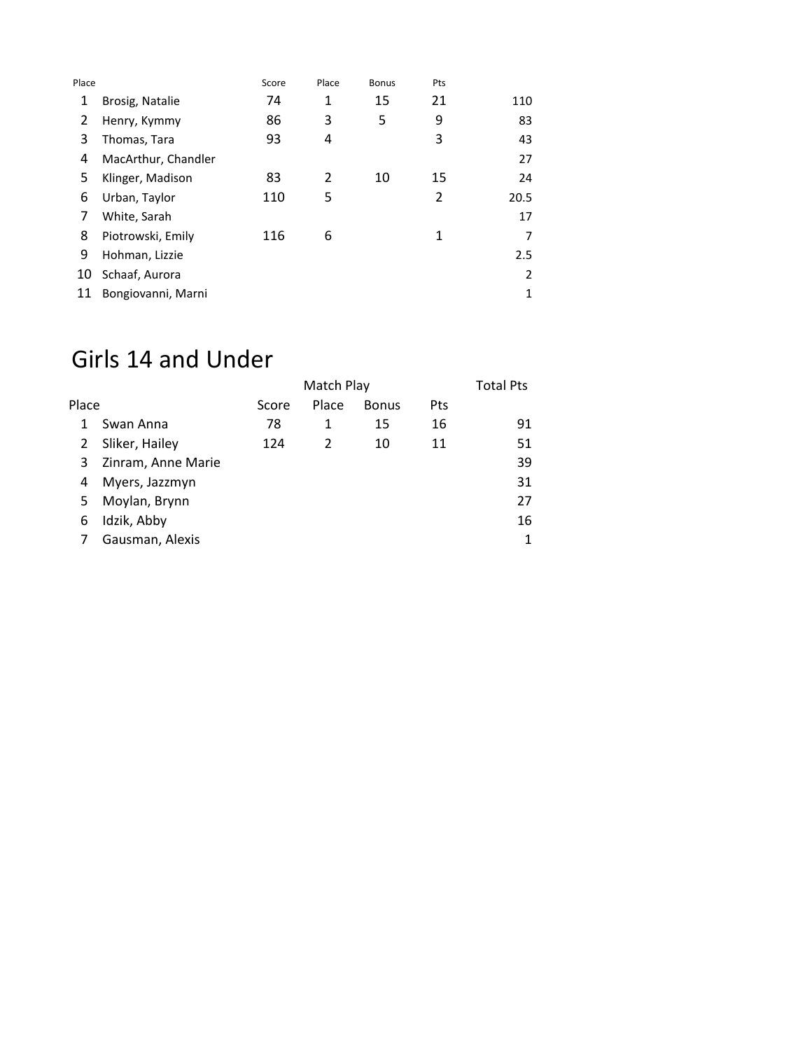| Place | | Score | Place | Bonus | Pts | |
|---|---|---|---|---|---|---|
| 1 | Brosig, Natalie | 74 | 1 | 15 | 21 | 110 |
| 2 | Henry, Kymmy | 86 | 3 | 5 | 9 | 83 |
| 3 | Thomas, Tara | 93 | 4 | | 3 | 43 |
| 4 | MacArthur, Chandler | | | | | 27 |
| 5 | Klinger, Madison | 83 | 2 | 10 | 15 | 24 |
| 6 | Urban, Taylor | 110 | 5 | | 2 | 20.5 |
| 7 | White, Sarah | | | | | 17 |
| 8 | Piotrowski, Emily | 116 | 6 | | 1 | 7 |
| 9 | Hohman, Lizzie | | | | | 2.5 |
| 10 | Schaaf, Aurora | | | | | 2 |
| 11 | Bongiovanni, Marni | | | | | 1 |

# Girls 14 and Under

| | | Match Play | | | | Total Pts |
|---|---|---|---|---|---|---|
| Place | | Score | Place | Bonus | Pts | |
| 1 | Swan Anna | 78 | 1 | 15 | 16 | 91 |
| 2 | Sliker, Hailey | 124 | 2 | 10 | 11 | 51 |
| 3 | Zinram, Anne Marie | | | | | 39 |
| 4 | Myers, Jazzmyn | | | | | 31 |
| 5 | Moylan, Brynn | | | | | 27 |
| 6 | Idzik, Abby | | | | | 16 |
| 7 | Gausman, Alexis | | | | | 1 |